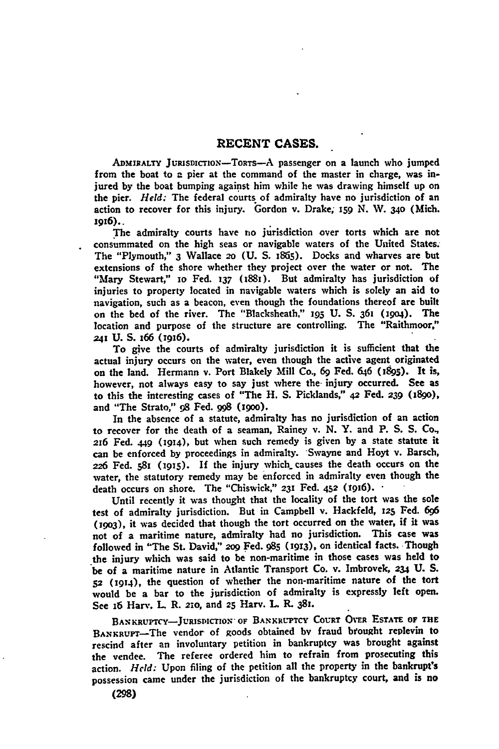# RECENT CASES.

ADMIRALTY JURISDICTION—TORTS—A passenger on a launch who jumped from the boat to a pier at the command of the master in charge, was injured by the boat bumping against him while he was drawing himself up on the pier. *Held:* The federal courts of admiralty have no jurisdiction of an action to recover for this injury. Gordon v. Drake, 159 N. W. 340 (Mich. 1916).

The admiralty courts have no jurisdiction over torts which are not consummated on the high seas or navigable waters of the United States. The "Plymouth," 3 Wallace 20 (U. S. 1865). Docks and wharves are but extensions of the shore whether they project over the water or not. The "Mary Stewart," 10 Fed. 137 (1881). But admiralty has jurisdiction of injuries to property located in navigable waters which is solely an aid to navigation, such as a beacon, even though the foundations thereof are built on the bed of the river. The "Blacksheath," 195 U. S. 361 (1904). The location and purpose of the structure are controlling. The "Raithmoor," 241 U. S. 166 (1916).

To give the courts of admiralty jurisdiction it is sufficient that the actual injury occurs on the water, even though the active agent originated on the land. Hermann v. Port Blakely Mill Co., 69 Fed. 646 (1895). It is, however, not always easy to say just where the injury occurred. See as to this the interesting cases of "The H. S. Picklands," 42 Fed. 239 (1890), and "The Strato," 98 Fed. 998 (1900).

In the absence of a statute, admiralty has no jurisdiction of an action to recover for the death of a seaman, Rainey v. N. Y. and P. S. S. Co., 216 Fed. 449 (1914), but when such remedy is given by a state statute it can be enforced by proceedings in admiralty. Swayne and Hoyt v. Barsch, 226 Fed. 581 (1915). If the injury which causes the death occurs on the water, the statutory remedy may be enforced in admiralty even though the death occurs on shore. The "Chiswick," 231 Fed. 452 (1916).

Until recently it was thought that the locality of the tort was the sole test of admiralty jurisdiction. But in Campbell v. Hackfeld, 125 Fed. 696 (1903), it was decided that though the tort occurred on the water, if it was not of a maritime nature, admiralty had no jurisdiction. This case was followed in "The St. David," 209 Fed. 985 (1913), on identical facts. Though the injury which was said to be non-maritime in those cases was held to be of a maritime nature in Atlantic Transport Co. v. Imbrovek, 234 U. S. 52 (1914), the question of whether the non-maritime nature of the tort would be a bar to the jurisdiction of admiralty is expressly left open. See 16 Harv. L. R. 210, and 25 Harv. L. R. 381.

BANKRUPTCY—JURISDICTION OF BANKRUPTCY COURT OVER ESTATE OF THE BANKRUPT—The vendor of goods obtained by fraud brought replevin to rescind after an involuntary petition in bankruptcy was brought against the vendee. The referee ordered him to refrain from prosecuting this action. *Held:* Upon filing of the petition all the property in the bankrupt's possession came under the jurisdiction of the bankruptcy court, and is no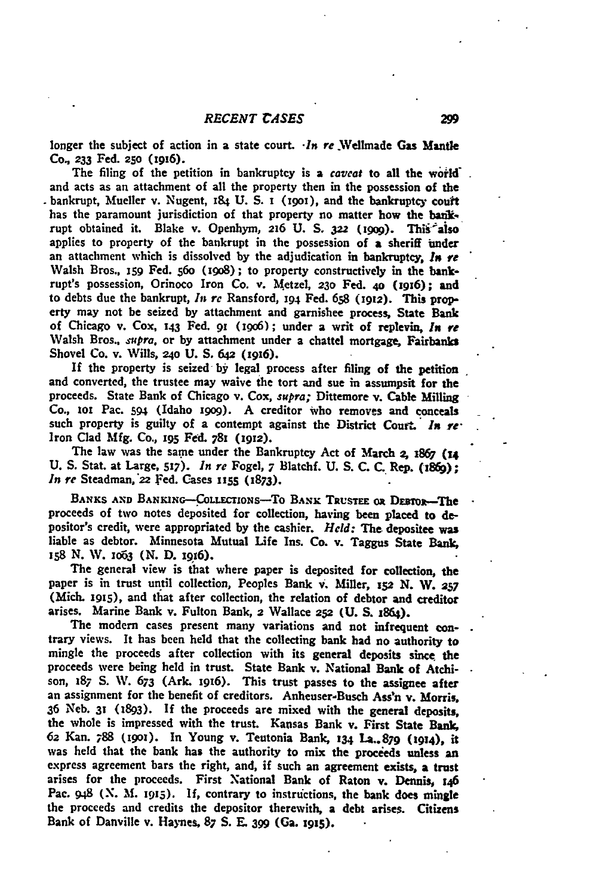longer the subject of action in a state court. *In re* Wellmade Gas Mantle Co., 233 Fed. 250 (1916).

The filing of the petition in bankruptcy is a *caveat* to all the world and acts as an attachment of all the property then in the possession of the bankrupt, Mueller v. Nugent, 184 U. S. 1 (1901), and the bankruptcy court has the paramount jurisdiction of that property no matter how the bankrupt obtained it. Blake v. Openhym, 216 U. S. 322 (1909). This also applies to property of the bankrupt in the possession of a sheriff under an attachment which is dissolved by the adjudication in bankruptcy, *In re* Walsh Bros., 159 Fed. 560 (1908); to property constructively in the bankrupt's possession, Orinoco Iron Co. v. Metzel, 230 Fed. 40 (1916); and to debts due the bankrupt, *In re* Ransford, 194 Fed. 658 (1912). This property may not be seized by attachment and garnishee process, State Bank of Chicago v. Cox, 143 Fed. 91 (1906); under a writ of replevin, *In re* Walsh Bros., *supra*, or by attachment under a chattel mortgage, Fairbanks Shovel Co. v. Wills, 240 U. S. 642 (1916).

If the property is seized by legal process after filing of the petition and converted, the trustee may waive the tort and sue in assumpsit for the proceeds. State Bank of Chicago v. Cox, *supra*; Dittemore v. Cable Milling Co., 101 Pac. 594 (Idaho 1909). A creditor who removes and conceals such property is guilty of a contempt against the District Court. *In re* Iron Clad Mfg. Co., 195 Fed. 781 (1912).

The law was the same under the Bankruptcy Act of March 2, 1867 (14 U. S. Stat. at Large, 517). *In re* Fogel, 7 Blatchf. U. S. C. C. Rep. (1869); *In re* Steadman, 22 Fed. Cases 1155 (1873).

BANKS AND BANKING—COLLECTIONS—TO BANK TRUSTEE OR DEBTOR—The proceeds of two notes deposited for collection, having been placed to depositor's credit, were appropriated by the cashier. *Held:* The depositee was liable as debtor. Minnesota Mutual Life Ins. Co. v. Taggus State Bank, 158 N. W. 1063 (N. D. 1916).

The general view is that where paper is deposited for collection, the paper is in trust until collection, Peoples Bank v. Miller, 152 N. W. 257 (Mich. 1915), and that after collection, the relation of debtor and creditor arises. Marine Bank v. Fulton Bank, 2 Wallace 252 (U. S. 1864).

The modern cases present many variations and not infrequent contrary views. It has been held that the collecting bank had no authority to mingle the proceeds after collection with its general deposits since the proceeds were being held in trust. State Bank v. National Bank of Atchison, 187 S. W. 673 (Ark. 1916). This trust passes to the assignee after an assignment for the benefit of creditors. Anheuser-Busch Ass'n v. Morris, 36 Neb. 31 (1893). If the proceeds are mixed with the general deposits, the whole is impressed with the trust. Kansas Bank v. First State Bank, 62 Kan. 788 (1901). In Young v. Teutonia Bank, 134 La. 879 (1914), it was held that the bank has the authority to mix the proceeds unless an express agreement bars the right, and, if such an agreement exists, a trust arises for the proceeds. First National Bank of Raton v. Dennis, 146 Pac. 948 (N. M. 1915). If, contrary to instructions, the bank does mingle the proceeds and credits the depositor therewith, a debt arises. Citizens Bank of Danville v. Haynes, 87 S. E. 399 (Ga. 1915).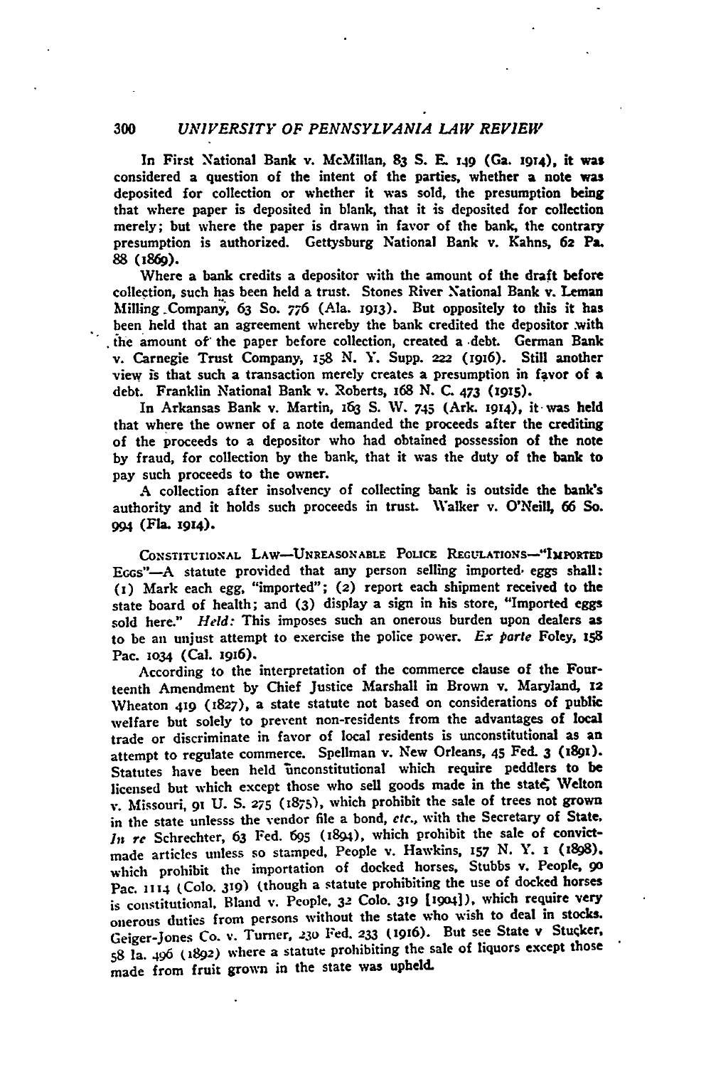In First National Bank v. McMillan, 83 S. E. 149 (Ga. 1914), it was considered a question of the intent of the parties, whether a note was deposited for collection or whether it was sold, the presumption being that where paper is deposited in blank, that it is deposited for collection merely; but where the paper is drawn in favor of the bank, the contrary presumption is authorized. Gettysburg National Bank v. Kahns, 62 Pa. 88 (1869).

Where a bank credits a depositor with the amount of the draft before collection, such has been held a trust. Stones River National Bank v. Leman Milling Company, 63 So. 776 (Ala. 1913). But oppositely to this it has been held that an agreement whereby the bank credited the depositor with the amount of the paper before collection, created a debt. German Bank v. Carnegie Trust Company, 158 N. Y. Supp. 222 (1916). Still another view is that such a transaction merely creates a presumption in favor of a debt. Franklin National Bank v. Roberts, 168 N. C. 473 (1915).

In Arkansas Bank v. Martin, 163 S. W. 745 (Ark. 1914), it was held that where the owner of a note demanded the proceeds after the crediting of the proceeds to a depositor who had obtained possession of the note by fraud, for collection by the bank, that it was the duty of the bank to pay such proceeds to the owner.

A collection after insolvency of collecting bank is outside the bank's authority and it holds such proceeds in trust. Walker v. O'Neill, 66 So. 994 (Fla. 1914).

CONSTITUTIONAL LAW—UNREASONABLE POLICE REGULATIONS—"IMPORTED EGGS"—A statute provided that any person selling imported eggs shall: (1) Mark each egg, "imported"; (2) report each shipment received to the state board of health; and (3) display a sign in his store, "Imported eggs sold here." *Held:* This imposes such an onerous burden upon dealers as to be an unjust attempt to exercise the police power. *Ex parte* Foley, 158 Pac. 1034 (Cal. 1916).

According to the interpretation of the commerce clause of the Fourteenth Amendment by Chief Justice Marshall in Brown v. Maryland, 12 Wheaton 419 (1827), a state statute not based on considerations of public welfare but solely to prevent non-residents from the advantages of local trade or discriminate in favor of local residents is unconstitutional as an attempt to regulate commerce. Spellman v. New Orleans, 45 Fed. 3 (1891). Statutes have been held unconstitutional which require peddlers to be licensed but which except those who sell goods made in the state, Welton v. Missouri, 91 U. S. 275 (1875), which prohibit the sale of trees not grown in the state unlesss the vendor file a bond, *etc.*, with the Secretary of State, *In re* Schrechter, 63 Fed. 695 (1894), which prohibit the sale of convict-made articles unless so stamped, People v. Hawkins, 157 N. Y. 1 (1898), which prohibit the importation of docked horses, Stubbs v. People, 90 Pac. 1114 (Colo. 319) (though a statute prohibiting the use of docked horses is constitutional, Bland v. People, 32 Colo. 319 [1904]), which require very onerous duties from persons without the state who wish to deal in stocks. Geiger-Jones Co. v. Turner, 230 Fed. 233 (1916). But see State v Stucker, 58 Ia. 496 (1892) where a statute prohibiting the sale of liquors except those made from fruit grown in the state was upheld.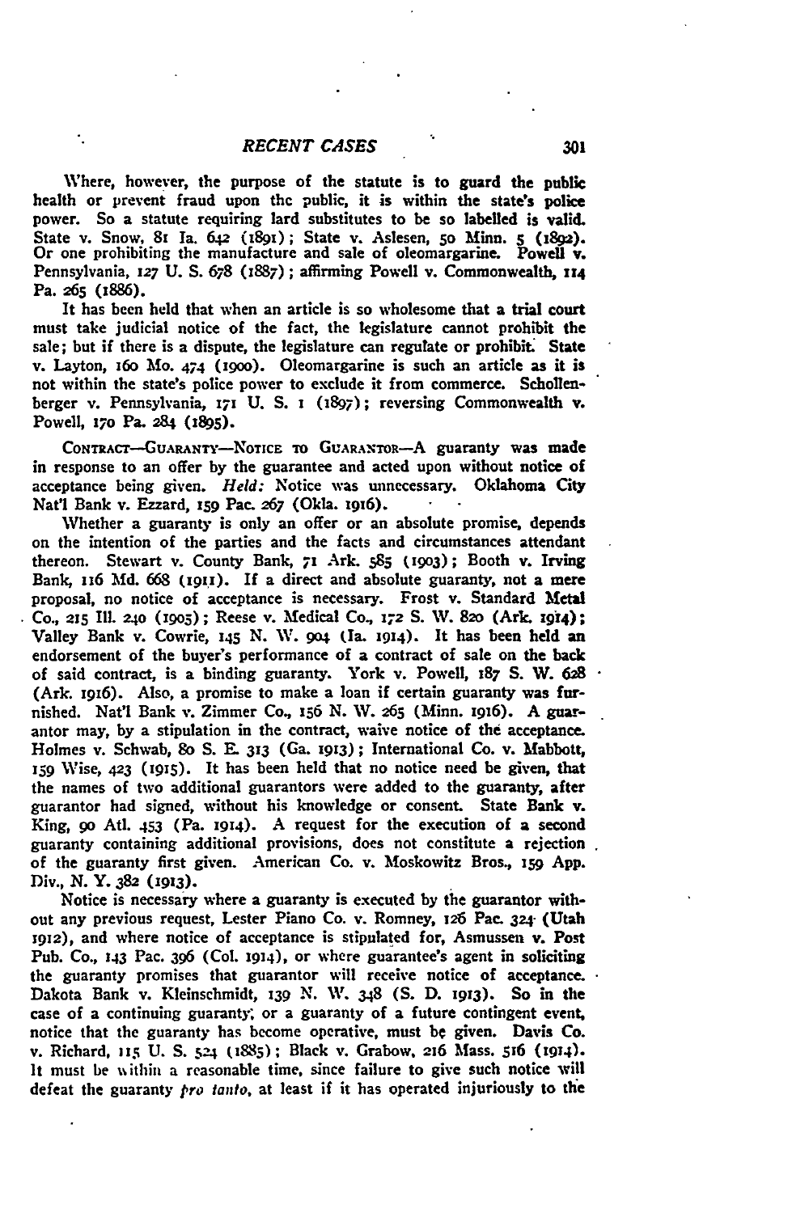Where, however, the purpose of the statute is to guard the public health or prevent fraud upon the public, it is within the state's police power. So a statute requiring lard substitutes to be so labelled is valid. State v. Snow, 81 Ia. 642 (1891); State v. Aslesen, 50 Minn. 5 (1892). Or one prohibiting the manufacture and sale of oleomargarine. Powell v. Pennsylvania, 127 U. S. 678 (1887); affirming Powell v. Commonwealth, 114 Pa. 265 (1886).

It has been held that when an article is so wholesome that a trial court must take judicial notice of the fact, the legislature cannot prohibit the sale; but if there is a dispute, the legislature can regulate or prohibit. State v. Layton, 160 Mo. 474 (1900). Oleomargarine is such an article as it is not within the state's police power to exclude it from commerce. Schollenberger v. Pennsylvania, 171 U. S. 1 (1897); reversing Commonwealth v. Powell, 170 Pa. 284 (1895).

CONTRACT—GUARANTY—NOTICE TO GUARANTOR—A guaranty was made in response to an offer by the guarantee and acted upon without notice of acceptance being given. *Held:* Notice was unnecessary. Oklahoma City Nat'l Bank v. Ezzard, 159 Pac. 267 (Okla. 1916).

Whether a guaranty is only an offer or an absolute promise, depends on the intention of the parties and the facts and circumstances attendant thereon. Stewart v. County Bank, 71 Ark. 585 (1903); Booth v. Irving Bank, 116 Md. 668 (1911). If a direct and absolute guaranty, not a mere proposal, no notice of acceptance is necessary. Frost v. Standard Metal Co., 215 Ill. 240 (1905); Reese v. Medical Co., 172 S. W. 820 (Ark. 1914); Valley Bank v. Cowrie, 145 N. W. 904 (Ia. 1914). It has been held an endorsement of the buyer's performance of a contract of sale on the back of said contract, is a binding guaranty. York v. Powell, 187 S. W. 628 (Ark. 1916). Also, a promise to make a loan if certain guaranty was furnished. Nat'l Bank v. Zimmer Co., 156 N. W. 265 (Minn. 1916). A guarantor may, by a stipulation in the contract, waive notice of the acceptance. Holmes v. Schwab, 80 S. E. 313 (Ga. 1913); International Co. v. Mabbott, 159 Wise, 423 (1915). It has been held that no notice need be given, that the names of two additional guarantors were added to the guaranty, after guarantor had signed, without his knowledge or consent. State Bank v. King, 90 Atl. 453 (Pa. 1914). A request for the execution of a second guaranty containing additional provisions, does not constitute a rejection of the guaranty first given. American Co. v. Moskowitz Bros., 159 App. Div., N. Y. 382 (1913).

Notice is necessary where a guaranty is executed by the guarantor without any previous request, Lester Piano Co. v. Romney, 126 Pac. 324 (Utah 1912), and where notice of acceptance is stipulated for, Asmussen v. Post Pub. Co., 143 Pac. 396 (Col. 1914), or where guarantee's agent in soliciting the guaranty promises that guarantor will receive notice of acceptance. Dakota Bank v. Kleinschmidt, 139 N. W. 348 (S. D. 1913). So in the case of a continuing guaranty, or a guaranty of a future contingent event, notice that the guaranty has become operative, must be given. Davis Co. v. Richard, 115 U. S. 524 (1885); Black v. Grabow, 216 Mass. 516 (1914). It must be within a reasonable time, since failure to give such notice will defeat the guaranty *pro tanto*, at least if it has operated injuriously to the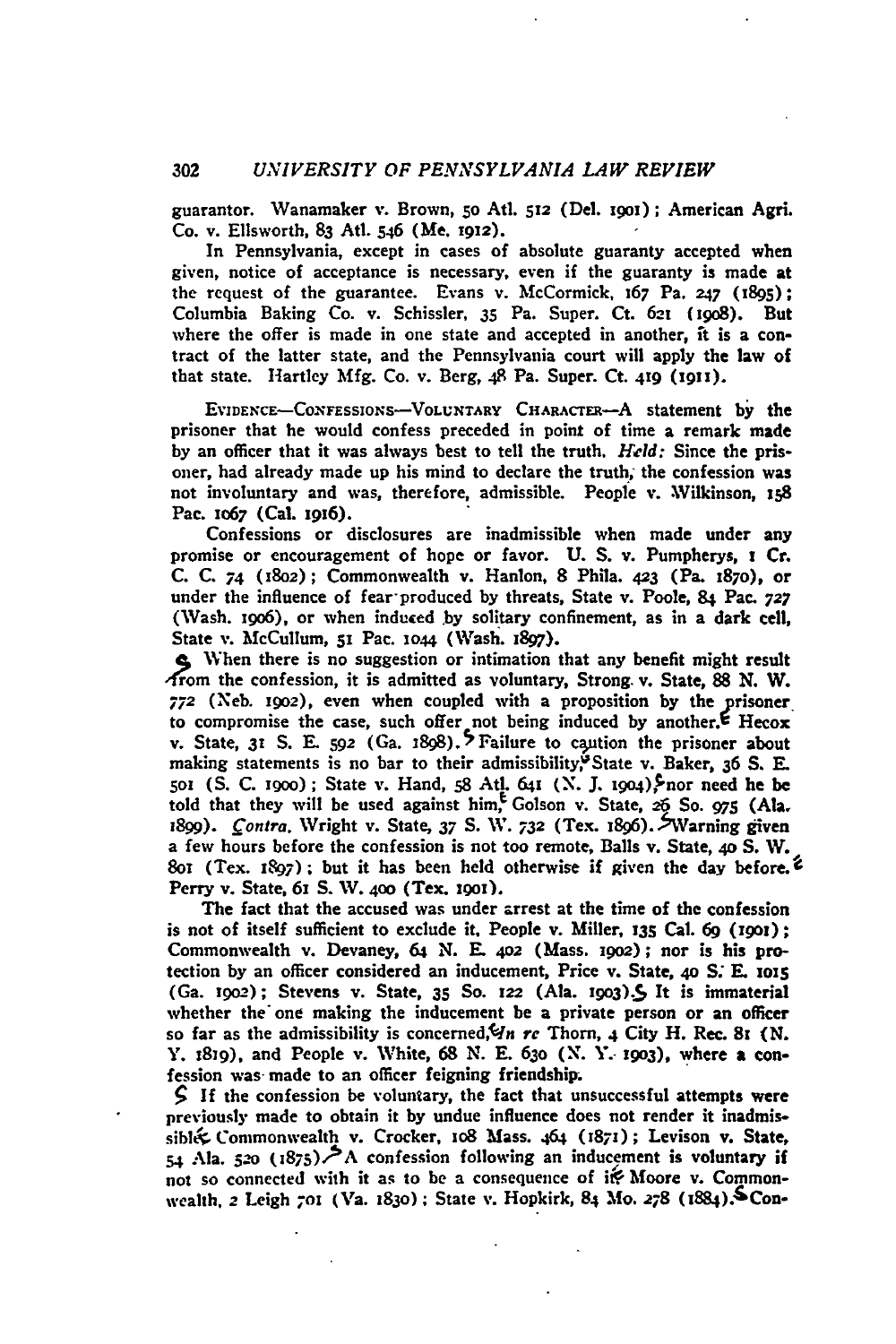guarantor. Wanamaker v. Brown, 50 Atl. 512 (Del. 1901); American Agri. Co. v. Ellsworth, 83 Atl. 546 (Me. 1912).

In Pennsylvania, except in cases of absolute guaranty accepted when given, notice of acceptance is necessary, even if the guaranty is made at the request of the guarantee. Evans v. McCormick, 167 Pa. 247 (1895); Columbia Baking Co. v. Schissler, 35 Pa. Super. Ct. 621 (1908). But where the offer is made in one state and accepted in another, it is a contract of the latter state, and the Pennsylvania court will apply the law of that state. Hartley Mfg. Co. v. Berg, 48 Pa. Super. Ct. 419 (1911).

EVIDENCE—CONFESSIONS—VOLUNTARY CHARACTER—A statement by the prisoner that he would confess preceded in point of time a remark made by an officer that it was always best to tell the truth. *Held:* Since the prisoner, had already made up his mind to declare the truth, the confession was not involuntary and was, therefore, admissible. People v. Wilkinson, 158 Pac. 1067 (Cal. 1916).

Confessions or disclosures are inadmissible when made under any promise or encouragement of hope or favor. U. S. v. Pumpherys, 1 Cr. C. C. 74 (1802); Commonwealth v. Hanlon, 8 Phila. 423 (Pa. 1870), or under the influence of fear produced by threats, State v. Poole, 84 Pac. 727 (Wash. 1906), or when induced by solitary confinement, as in a dark cell, State v. McCullum, 51 Pac. 1044 (Wash. 1897).

When there is no suggestion or intimation that any benefit might result from the confession, it is admitted as voluntary, Strong v. State, 88 N. W. 772 (Neb. 1902), even when coupled with a proposition by the prisoner to compromise the case, such offer not being induced by another. Hecox v. State, 31 S. E. 592 (Ga. 1898). Failure to caution the prisoner about making statements is no bar to their admissibility, State v. Baker, 36 S. E. 501 (S. C. 1900); State v. Hand, 58 Atl. 641 (N. J. 1904); nor need he be told that they will be used against him, Golson v. State, 26 So. 975 (Ala. 1899). *Contra*, Wright v. State, 37 S. W. 732 (Tex. 1896). Warning given a few hours before the confession is not too remote, Balls v. State, 40 S. W. 801 (Tex. 1897); but it has been held otherwise if given the day before. Perry v. State, 61 S. W. 400 (Tex. 1901).

The fact that the accused was under arrest at the time of the confession is not of itself sufficient to exclude it, People v. Miller, 135 Cal. 69 (1901); Commonwealth v. Devaney, 64 N. E. 402 (Mass. 1902); nor is his protection by an officer considered an inducement, Price v. State, 40 S. E. 1015 (Ga. 1902); Stevens v. State, 35 So. 122 (Ala. 1903). It is immaterial whether the one making the inducement be a private person or an officer so far as the admissibility is concerned, *In re* Thorn, 4 City H. Rec. 81 (N. Y. 1819), and People v. White, 68 N. E. 630 (N. Y. 1903), where a confession was made to an officer feigning friendship.

If the confession be voluntary, the fact that unsuccessful attempts were previously made to obtain it by undue influence does not render it inadmissible. Commonwealth v. Crocker, 108 Mass. 464 (1871); Levison v. State, 54 Ala. 520 (1875). A confession following an inducement is voluntary if not so connected with it as to be a consequence of it. Moore v. Commonwealth, 2 Leigh 701 (Va. 1830); State v. Hopkirk, 84 Mo. 278 (1884). Con-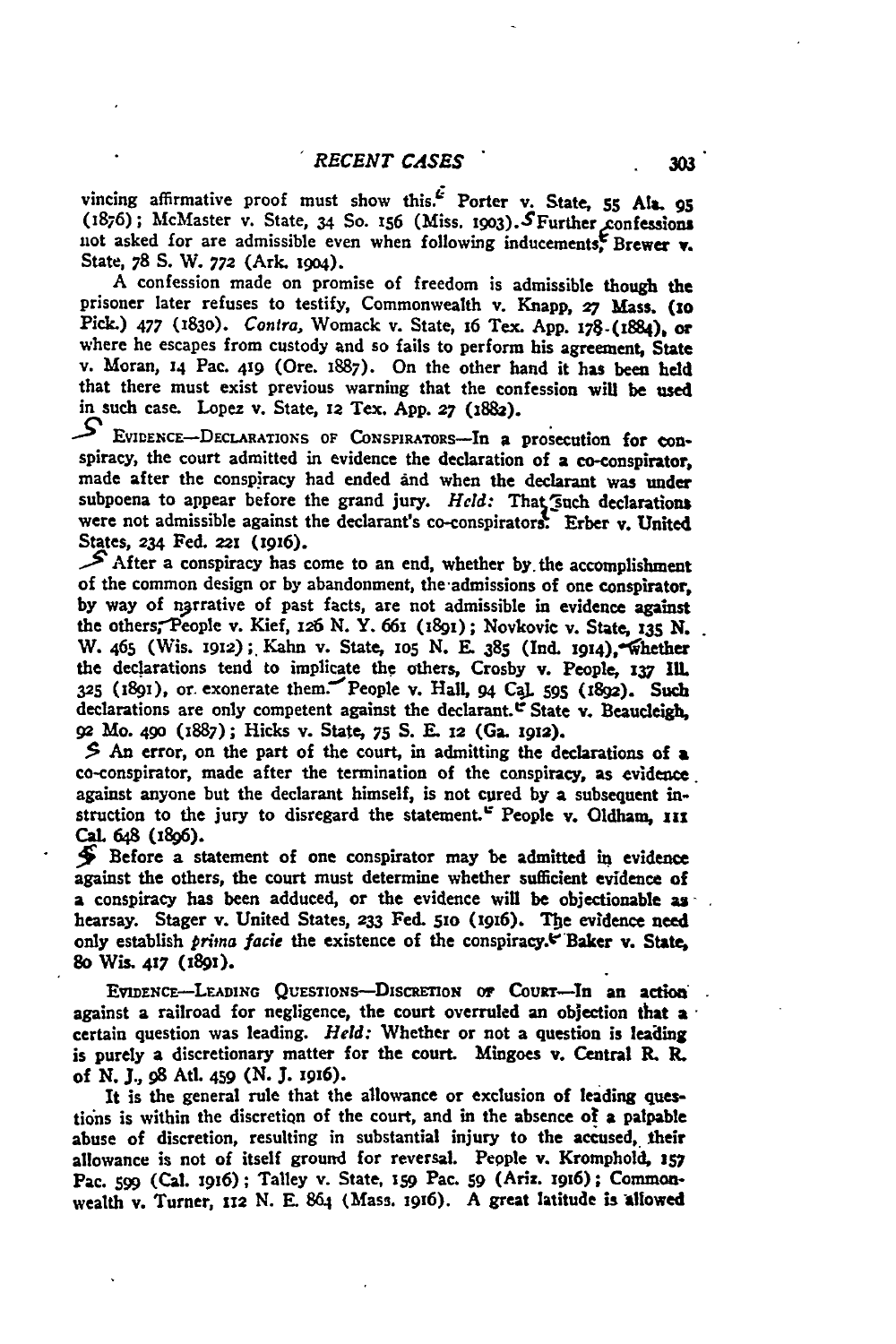vincing affirmative proof must show this. Porter v. State, 55 Ala. 95 (1876); McMaster v. State, 34 So. 156 (Miss. 1903). Further confessions not asked for are admissible even when following inducements. Brewer v. State, 78 S. W. 772 (Ark. 1904).

A confession made on promise of freedom is admissible though the prisoner later refuses to testify, Commonwealth v. Knapp, 27 Mass. (10 Pick.) 477 (1830). *Contra*, Womack v. State, 16 Tex. App. 178 (1884), or where he escapes from custody and so fails to perform his agreement, State v. Moran, 14 Pac. 419 (Ore. 1887). On the other hand it has been held that there must exist previous warning that the confession will be used in such case. Lopez v. State, 12 Tex. App. 27 (1882).

Evidence—Declarations of Conspirators—In a prosecution for conspiracy, the court admitted in evidence the declaration of a co-conspirator, made after the conspiracy had ended and when the declarant was under subpoena to appear before the grand jury. *Held:* That such declarations were not admissible against the declarant's co-conspirators. Erber v. United States, 234 Fed. 221 (1916).

After a conspiracy has come to an end, whether by the accomplishment of the common design or by abandonment, the admissions of one conspirator, by way of narrative of past facts, are not admissible in evidence against the others, People v. Kief, 126 N. Y. 661 (1891); Novkovic v. State, 135 N. W. 465 (Wis. 1912); Kahn v. State, 105 N. E. 385 (Ind. 1914), whether the declarations tend to implicate the others, Crosby v. People, 137 Ill. 325 (1891), or exonerate them. People v. Hall, 94 Cal. 595 (1892). Such declarations are only competent against the declarant. State v. Beaucleigh, 92 Mo. 490 (1887); Hicks v. State, 75 S. E. 12 (Ga. 1912).

An error, on the part of the court, in admitting the declarations of a co-conspirator, made after the termination of the conspiracy, as evidence against anyone but the declarant himself, is not cured by a subsequent instruction to the jury to disregard the statement. People v. Oldham, 111 Cal. 648 (1896).

Before a statement of one conspirator may be admitted in evidence against the others, the court must determine whether sufficient evidence of a conspiracy has been adduced, or the evidence will be objectionable as hearsay. Stager v. United States, 233 Fed. 510 (1916). The evidence need only establish *prima facie* the existence of the conspiracy. Baker v. State, 80 Wis. 417 (1891).

Evidence—Leading Questions—Discretion of Court—In an action against a railroad for negligence, the court overruled an objection that a certain question was leading. *Held:* Whether or not a question is leading is purely a discretionary matter for the court. Mingoes v. Central R. R. of N. J., 98 Atl. 459 (N. J. 1916).

It is the general rule that the allowance or exclusion of leading questions is within the discretion of the court, and in the absence of a palpable abuse of discretion, resulting in substantial injury to the accused, their allowance is not of itself ground for reversal. People v. Kromphold, 157 Pac. 599 (Cal. 1916); Talley v. State, 159 Pac. 59 (Ariz. 1916); Commonwealth v. Turner, 112 N. E. 864 (Mass. 1916). A great latitude is allowed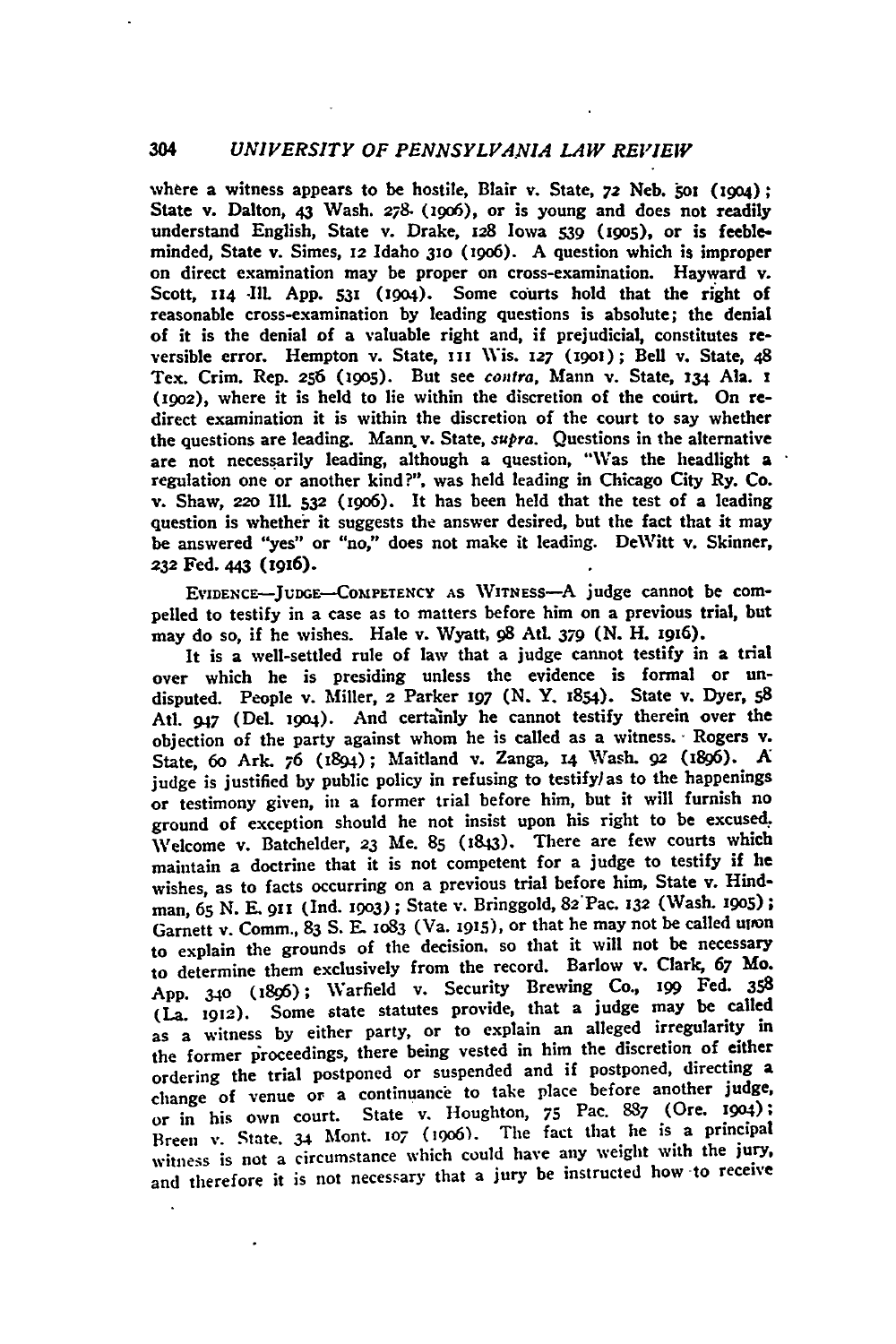where a witness appears to be hostile, Blair v. State, 72 Neb. 501 (1904); State v. Dalton, 43 Wash. 278 (1906), or is young and does not readily understand English, State v. Drake, 128 Iowa 539 (1905), or is feebleminded, State v. Simes, 12 Idaho 310 (1906). A question which is improper on direct examination may be proper on cross-examination. Hayward v. Scott, 114 Ill. App. 531 (1904). Some courts hold that the right of reasonable cross-examination by leading questions is absolute; the denial of it is the denial of a valuable right and, if prejudicial, constitutes reversible error. Hempton v. State, 111 Wis. 127 (1901); Bell v. State, 48 Tex. Crim. Rep. 256 (1905). But see *contra*, Mann v. State, 134 Ala. 1 (1902), where it is held to lie within the discretion of the court. On redirect examination it is within the discretion of the court to say whether the questions are leading. Mann v. State, *supra*. Questions in the alternative are not necessarily leading, although a question, "Was the headlight a regulation one or another kind?", was held leading in Chicago City Ry. Co. v. Shaw, 220 Ill. 532 (1906). It has been held that the test of a leading question is whether it suggests the answer desired, but the fact that it may be answered "yes" or "no," does not make it leading. DeWitt v. Skinner, 232 Fed. 443 (1916).

EVIDENCE—JUDGE—COMPETENCY AS WITNESS—A judge cannot be compelled to testify in a case as to matters before him on a previous trial, but may do so, if he wishes. Hale v. Wyatt, 98 Atl. 379 (N. H. 1916).

It is a well-settled rule of law that a judge cannot testify in a trial over which he is presiding unless the evidence is formal or undisputed. People v. Miller, 2 Parker 197 (N. Y. 1854). State v. Dyer, 58 Atl. 947 (Del. 1904). And certainly he cannot testify therein over the objection of the party against whom he is called as a witness. Rogers v. State, 60 Ark. 76 (1894); Maitland v. Zanga, 14 Wash. 92 (1896). A judge is justified by public policy in refusing to testify as to the happenings or testimony given, in a former trial before him, but it will furnish no ground of exception should he not insist upon his right to be excused. Welcome v. Batchelder, 23 Me. 85 (1843). There are few courts which maintain a doctrine that it is not competent for a judge to testify if he wishes, as to facts occurring on a previous trial before him, State v. Hindman, 65 N. E. 911 (Ind. 1903); State v. Bringgold, 82 Pac. 132 (Wash. 1905); Garnett v. Comm., 83 S. E. 1083 (Va. 1915), or that he may not be called upon to explain the grounds of the decision, so that it will not be necessary to determine them exclusively from the record. Barlow v. Clark, 67 Mo. App. 340 (1896); Warfield v. Security Brewing Co., 199 Fed. 358 (La. 1912). Some state statutes provide, that a judge may be called as a witness by either party, or to explain an alleged irregularity in the former proceedings, there being vested in him the discretion of either ordering the trial postponed or suspended and if postponed, directing a change of venue or a continuance to take place before another judge, or in his own court. State v. Houghton, 75 Pac. 887 (Ore. 1904); Breen v. State, 34 Mont. 107 (1906). The fact that he is a principal witness is not a circumstance which could have any weight with the jury, and therefore it is not necessary that a jury be instructed how to receive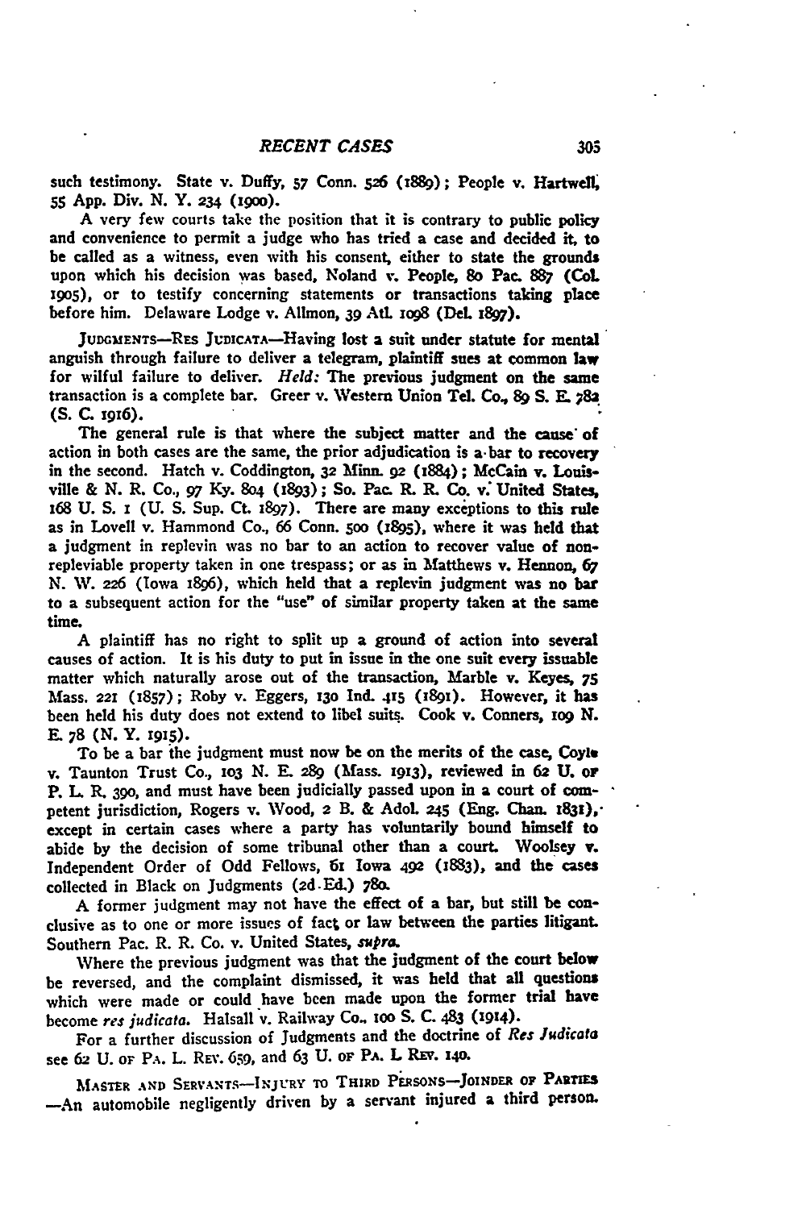such testimony. State v. Duffy, 57 Conn. 526 (1889); People v. Hartwell, 55 App. Div. N. Y. 234 (1900).

A very few courts take the position that it is contrary to public policy and convenience to permit a judge who has tried a case and decided it, to be called as a witness, even with his consent, either to state the grounds upon which his decision was based, Noland v. People, 80 Pac. 887 (Col. 1905), or to testify concerning statements or transactions taking place before him. Delaware Lodge v. Allmon, 39 Atl. 1098 (Del. 1897).

JUDGMENTS—RES JUDICATA—Having lost a suit under statute for mental anguish through failure to deliver a telegram, plaintiff sues at common law for wilful failure to deliver. *Held:* The previous judgment on the same transaction is a complete bar. Greer v. Western Union Tel. Co., 89 S. E. 782 (S. C. 1916).

The general rule is that where the subject matter and the cause of action in both cases are the same, the prior adjudication is a bar to recovery in the second. Hatch v. Coddington, 32 Minn. 92 (1884); McCain v. Louisville & N. R. Co., 97 Ky. 804 (1893); So. Pac. R. R. Co. v. United States, 168 U. S. 1 (U. S. Sup. Ct. 1897). There are many exceptions to this rule as in Lovell v. Hammond Co., 66 Conn. 500 (1895), where it was held that a judgment in replevin was no bar to an action to recover value of non-repleviable property taken in one trespass; or as in Matthews v. Hennon, 67 N. W. 226 (Iowa 1896), which held that a replevin judgment was no bar to a subsequent action for the "use" of similar property taken at the same time.

A plaintiff has no right to split up a ground of action into several causes of action. It is his duty to put in issue in the one suit every issuable matter which naturally arose out of the transaction, Marble v. Keyes, 75 Mass. 221 (1857); Roby v. Eggers, 130 Ind. 415 (1891). However, it has been held his duty does not extend to libel suits. Cook v. Conners, 109 N. E. 78 (N. Y. 1915).

To be a bar the judgment must now be on the merits of the case, Coyle v. Taunton Trust Co., 103 N. E. 289 (Mass. 1913), reviewed in 62 U. OF P. L. R. 390, and must have been judicially passed upon in a court of competent jurisdiction, Rogers v. Wood, 2 B. & Adol. 245 (Eng. Chan. 1831), except in certain cases where a party has voluntarily bound himself to abide by the decision of some tribunal other than a court. Woolsey v. Independent Order of Odd Fellows, 61 Iowa 492 (1883), and the cases collected in Black on Judgments (2d Ed.) 780.

A former judgment may not have the effect of a bar, but still be conclusive as to one or more issues of fact or law between the parties litigant. Southern Pac. R. R. Co. v. United States, *supra*.

Where the previous judgment was that the judgment of the court below be reversed, and the complaint dismissed, it was held that all questions which were made or could have been made upon the former trial have become *res judicata*. Halsall v. Railway Co., 100 S. C. 483 (1914).

For a further discussion of Judgments and the doctrine of *Res Judicata* see 62 U. OF PA. L. REV. 659, and 63 U. OF PA. L. REV. 140.

MASTER AND SERVANTS—INJURY TO THIRD PERSONS—JOINDER OF PARTIES—An automobile negligently driven by a servant injured a third person.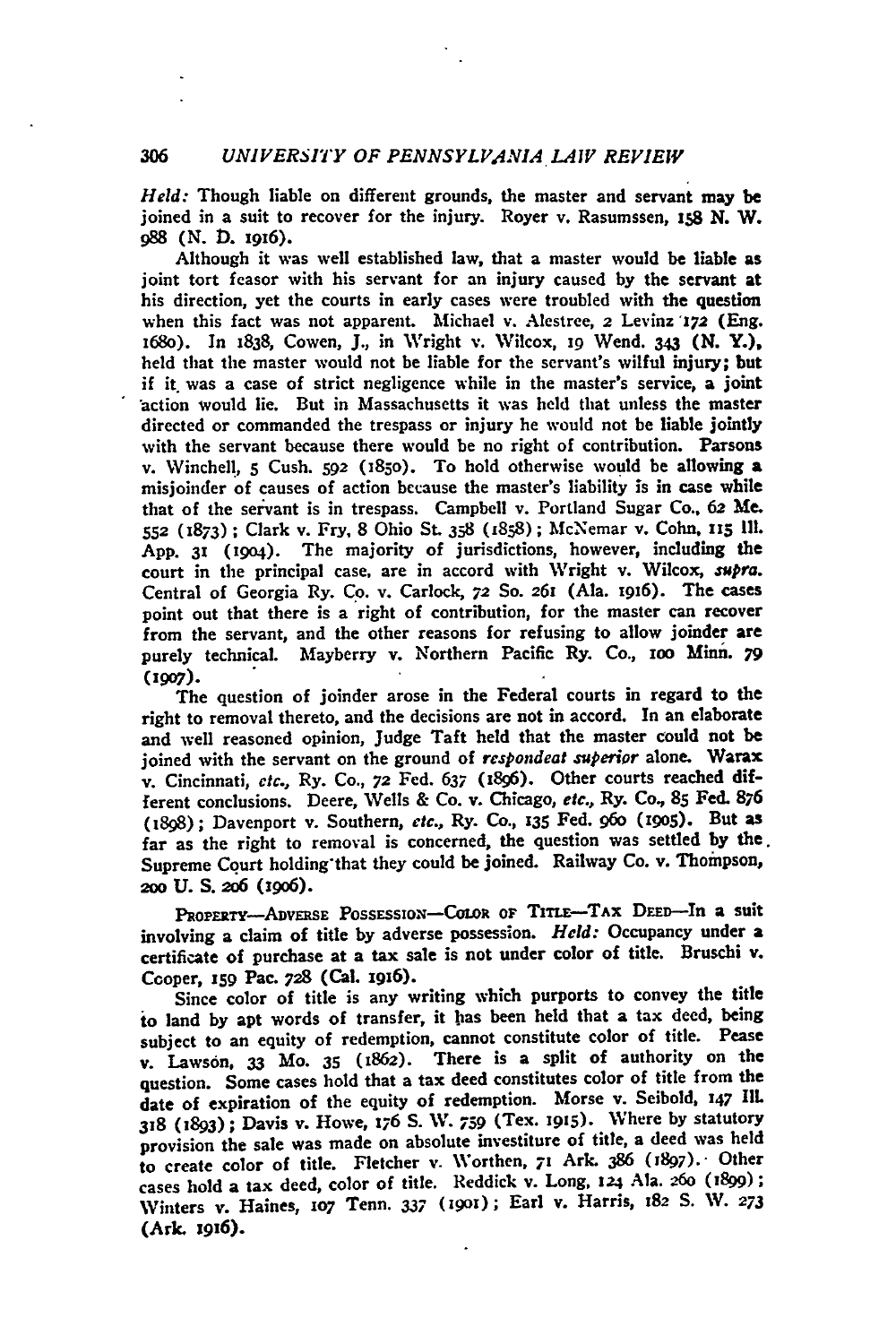*Held:* Though liable on different grounds, the master and servant may be joined in a suit to recover for the injury. Royer v. Rasumssen, 158 N. W. 988 (N. D. 1916).

Although it was well established law, that a master would be liable as joint tort feasor with his servant for an injury caused by the servant at his direction, yet the courts in early cases were troubled with the question when this fact was not apparent. Michael v. Alestree, 2 Levinz 172 (Eng. 1680). In 1838, Cowen, J., in Wright v. Wilcox, 19 Wend. 343 (N. Y.), held that the master would not be liable for the servant's wilful injury; but if it was a case of strict negligence while in the master's service, a joint action would lie. But in Massachusetts it was held that unless the master directed or commanded the trespass or injury he would not be liable jointly with the servant because there would be no right of contribution. Parsons v. Winchell, 5 Cush. 592 (1850). To hold otherwise would be allowing a misjoinder of causes of action because the master's liability is in case while that of the servant is in trespass. Campbell v. Portland Sugar Co., 62 Me. 552 (1873); Clark v. Fry, 8 Ohio St. 358 (1858); McNemar v. Cohn, 115 Ill. App. 31 (1904). The majority of jurisdictions, however, including the court in the principal case, are in accord with Wright v. Wilcox, *supra*. Central of Georgia Ry. Co. v. Carlock, 72 So. 261 (Ala. 1916). The cases point out that there is a right of contribution, for the master can recover from the servant, and the other reasons for refusing to allow joinder are purely technical. Mayberry v. Northern Pacific Ry. Co., 100 Minn. 79 (1907).

The question of joinder arose in the Federal courts in regard to the right to removal thereto, and the decisions are not in accord. In an elaborate and well reasoned opinion, Judge Taft held that the master could not be joined with the servant on the ground of *respondeat superior* alone. Warax v. Cincinnati, *etc.*, Ry. Co., 72 Fed. 637 (1896). Other courts reached different conclusions. Deere, Wells & Co. v. Chicago, *etc.*, Ry. Co., 85 Fed. 876 (1898); Davenport v. Southern, *etc.*, Ry. Co., 135 Fed. 960 (1905). But as far as the right to removal is concerned, the question was settled by the Supreme Court holding that they could be joined. Railway Co. v. Thompson, 200 U. S. 206 (1906).

PROPERTY—ADVERSE POSSESSION—COLOR OF TITLE—TAX DEED—In a suit involving a claim of title by adverse possession. *Held:* Occupancy under a certificate of purchase at a tax sale is not under color of title. Bruschi v. Cooper, 159 Pac. 728 (Cal. 1916).

Since color of title is any writing which purports to convey the title to land by apt words of transfer, it has been held that a tax deed, being subject to an equity of redemption, cannot constitute color of title. Pease v. Lawson, 33 Mo. 35 (1862). There is a split of authority on the question. Some cases hold that a tax deed constitutes color of title from the date of expiration of the equity of redemption. Morse v. Seibold, 147 Ill. 318 (1893); Davis v. Howe, 176 S. W. 759 (Tex. 1915). Where by statutory provision the sale was made on absolute investiture of title, a deed was held to create color of title. Fletcher v. Worthen, 71 Ark. 386 (1897). Other cases hold a tax deed, color of title. Reddick v. Long, 124 Ala. 260 (1899); Winters v. Haines, 107 Tenn. 337 (1901); Earl v. Harris, 182 S. W. 273 (Ark. 1916).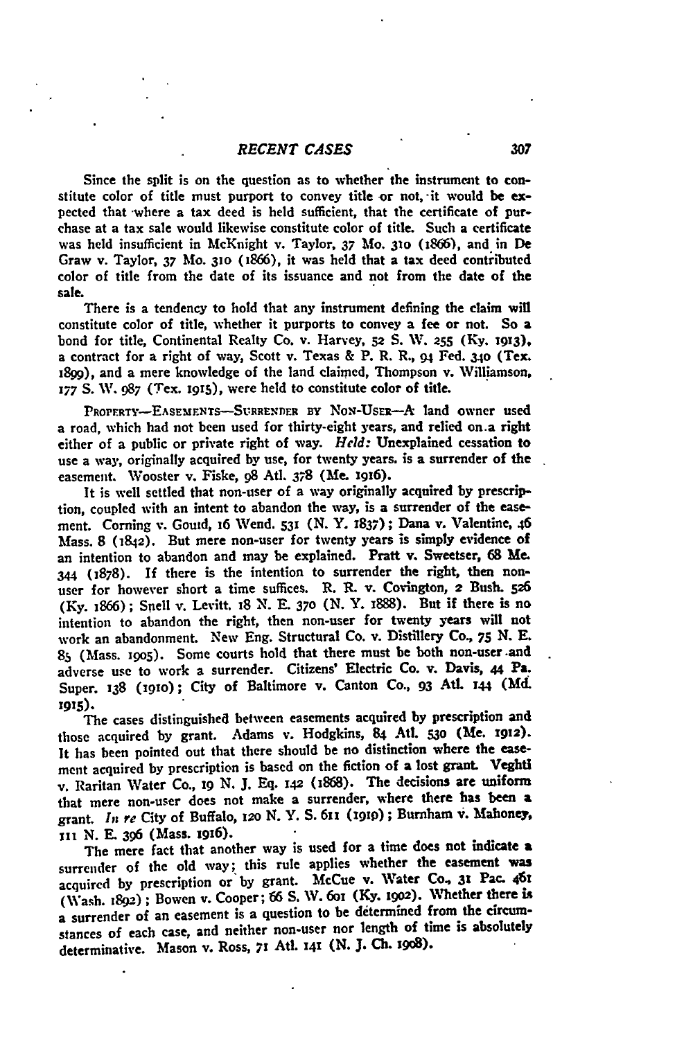Since the split is on the question as to whether the instrument to constitute color of title must purport to convey title or not, it would be expected that where a tax deed is held sufficient, that the certificate of purchase at a tax sale would likewise constitute color of title. Such a certificate was held insufficient in McKnight v. Taylor, 37 Mo. 310 (1866), and in De Graw v. Taylor, 37 Mo. 310 (1866), it was held that a tax deed contributed color of title from the date of its issuance and not from the date of the sale.

There is a tendency to hold that any instrument defining the claim will constitute color of title, whether it purports to convey a fee or not. So a bond for title, Continental Realty Co. v. Harvey, 52 S. W. 255 (Ky. 1913), a contract for a right of way, Scott v. Texas & P. R. R., 94 Fed. 340 (Tex. 1899), and a mere knowledge of the land claimed, Thompson v. Williamson, 177 S. W. 987 (Tex. 1915), were held to constitute color of title.

PROPERTY—EASEMENTS—SURRENDER BY NON-USER—A land owner used a road, which had not been used for thirty-eight years, and relied on a right either of a public or private right of way. *Held:* Unexplained cessation to use a way, originally acquired by use, for twenty years, is a surrender of the easement. Wooster v. Fiske, 98 Atl. 378 (Me. 1916).

It is well settled that non-user of a way originally acquired by prescription, coupled with an intent to abandon the way, is a surrender of the easement. Corning v. Gould, 16 Wend. 531 (N. Y. 1837); Dana v. Valentine, 46 Mass. 8 (1842). But mere non-user for twenty years is simply evidence of an intention to abandon and may be explained. Pratt v. Sweetser, 68 Me. 344 (1878). If there is the intention to surrender the right, then non-user for however short a time suffices. R. R. v. Covington, 2 Bush. 526 (Ky. 1866); Snell v. Levitt, 18 N. E. 370 (N. Y. 1888). But if there is no intention to abandon the right, then non-user for twenty years will not work an abandonment. New Eng. Structural Co. v. Distillery Co., 75 N. E. 85 (Mass. 1905). Some courts hold that there must be both non-user and adverse use to work a surrender. Citizens' Electric Co. v. Davis, 44 Pa. Super. 138 (1910); City of Baltimore v. Canton Co., 93 Atl. 144 (Md. 1915).

The cases distinguished between easements acquired by prescription and those acquired by grant. Adams v. Hodgkins, 84 Atl. 530 (Me. 1912). It has been pointed out that there should be no distinction where the easement acquired by prescription is based on the fiction of a lost grant. Veghti v. Raritan Water Co., 19 N. J. Eq. 142 (1868). The decisions are uniform that mere non-user does not make a surrender, where there has been a grant. *In re* City of Buffalo, 120 N. Y. S. 611 (1910); Burnham v. Mahoney, 111 N. E. 396 (Mass. 1916).

The mere fact that another way is used for a time does not indicate a surrender of the old way; this rule applies whether the easement was acquired by prescription or by grant. McCue v. Water Co., 31 Pac. 461 (Wash. 1892); Bowen v. Cooper; 66 S. W. 601 (Ky. 1902). Whether there is a surrender of an easement is a question to be determined from the circumstances of each case, and neither non-user nor length of time is absolutely determinative. Mason v. Ross, 71 Atl. 141 (N. J. Ch. 1908).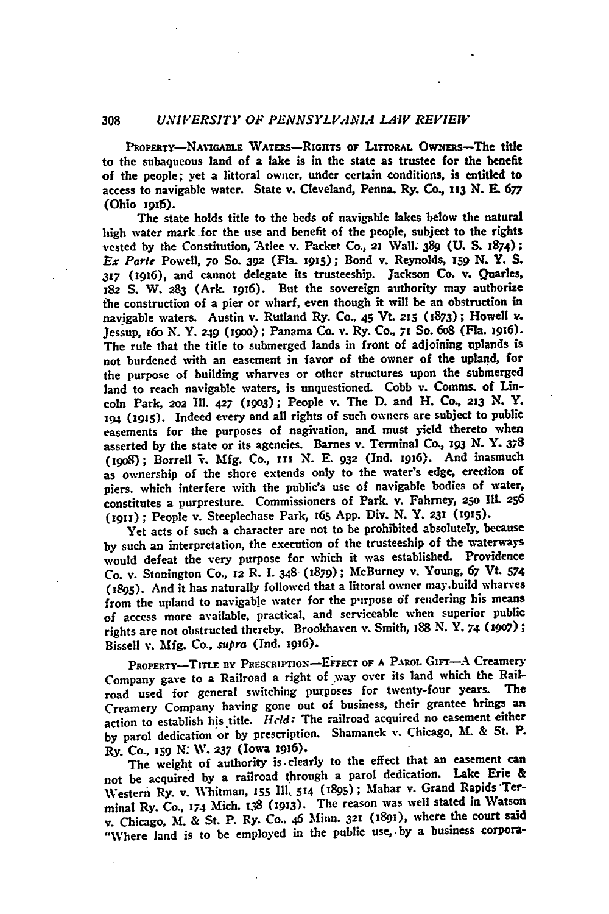PROPERTY—NAVIGABLE WATERS—RIGHTS OF LITTORAL OWNERS—The title to the subaqueous land of a lake is in the state as trustee for the benefit of the people; yet a littoral owner, under certain conditions, is entitled to access to navigable water. State v. Cleveland, Penna. Ry. Co., 113 N. E. 677 (Ohio 1916).

The state holds title to the beds of navigable lakes below the natural high water mark for the use and benefit of the people, subject to the rights vested by the Constitution, Atlee v. Packet Co., 21 Wall. 389 (U. S. 1874); *Ex Parte* Powell, 70 So. 392 (Fla. 1915); Bond v. Reynolds, 159 N. Y. S. 317 (1916), and cannot delegate its trusteeship. Jackson Co. v. Quarles, 182 S. W. 283 (Ark. 1916). But the sovereign authority may authorize the construction of a pier or wharf, even though it will be an obstruction in navigable waters. Austin v. Rutland Ry. Co., 45 Vt. 215 (1873); Howell v. Jessup, 160 N. Y. 249 (1900); Panama Co. v. Ry. Co., 71 So. 608 (Fla. 1916). The rule that the title to submerged lands in front of adjoining uplands is not burdened with an easement in favor of the owner of the upland, for the purpose of building wharves or other structures upon the submerged land to reach navigable waters, is unquestioned. Cobb v. Comms. of Lincoln Park, 202 Ill. 427 (1903); People v. The D. and H. Co., 213 N. Y. 194 (1915). Indeed every and all rights of such owners are subject to public easements for the purposes of nagivation, and must yield thereto when asserted by the state or its agencies. Barnes v. Terminal Co., 193 N. Y. 378 (1908); Borrell v. Mfg. Co., 111 N. E. 932 (Ind. 1916). And inasmuch as ownership of the shore extends only to the water's edge, erection of piers which interfere with the public's use of navigable bodies of water, constitutes a purpresture. Commissioners of Park v. Fahrney, 250 Ill. 256 (1911); People v. Steeplechase Park, 165 App. Div. N. Y. 231 (1915).

Yet acts of such a character are not to be prohibited absolutely, because by such an interpretation, the execution of the trusteeship of the waterways would defeat the very purpose for which it was established. Providence Co. v. Stonington Co., 12 R. I. 348 (1879); McBurney v. Young, 67 Vt. 574 (1895). And it has naturally followed that a littoral owner may build wharves from the upland to navigable water for the purpose of rendering his means of access more available, practical, and serviceable when superior public rights are not obstructed thereby. Brookhaven v. Smith, 188 N. Y. 74 (1907); Bissell v. Mfg. Co., *supra* (Ind. 1916).

PROPERTY—TITLE BY PRESCRIPTION—EFFECT OF A PAROL GIFT—A Creamery Company gave to a Railroad a right of way over its land which the Railroad used for general switching purposes for twenty-four years. The Creamery Company having gone out of business, their grantee brings an action to establish his title. *Held:* The railroad acquired no easement either by parol dedication or by prescription. Shamanek v. Chicago, M. & St. P. Ry. Co., 159 N. W. 237 (Iowa 1916).

The weight of authority is clearly to the effect that an easement can not be acquired by a railroad through a parol dedication. Lake Erie & Western Ry. v. Whitman, 155 Ill. 514 (1895); Mahar v. Grand Rapids Terminal Ry. Co., 174 Mich. 138 (1913). The reason was well stated in Watson v. Chicago, M. & St. P. Ry. Co., 46 Minn. 321 (1891), where the court said "Where land is to be employed in the public use, by a business corpora-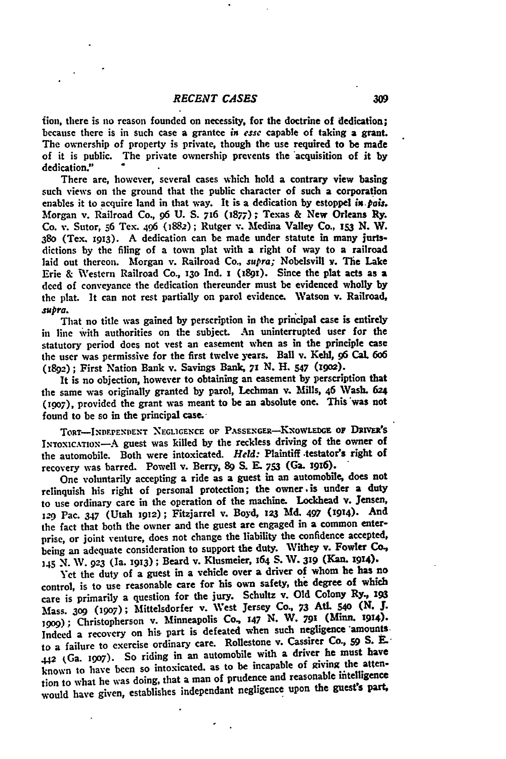tion, there is no reason founded on necessity, for the doctrine of dedication; because there is in such case a grantee *in esse* capable of taking a grant. The ownership of property is private, though the use required to be made of it is public. The private ownership prevents the acquisition of it by dedication."

There are, however, several cases which hold a contrary view basing such views on the ground that the public character of such a corporation enables it to acquire land in that way. It is a dedication by estoppel *in pais.* Morgan v. Railroad Co., 96 U. S. 716 (1877); Texas & New Orleans Ry. Co. v. Sutor, 56 Tex. 496 (1882); Rutger v. Medina Valley Co., 153 N. W. 380 (Tex. 1913). A dedication can be made under statute in many jurisdictions by the filing of a town plat with a right of way to a railroad laid out thereon. Morgan v. Railroad Co., *supra;* Nobelsvill v. The Lake Erie & Western Railroad Co., 130 Ind. 1 (1891). Since the plat acts as a deed of conveyance the dedication thereunder must be evidenced wholly by the plat. It can not rest partially on parol evidence. Watson v. Railroad, *supra.*

That no title was gained by perscription in the principal case is entirely in line with authorities on the subject. An uninterrupted user for the statutory period does not vest an easement when as in the principle case the user was permissive for the first twelve years. Ball v. Kehl, 96 Cal. 606 (1892); First Nation Bank v. Savings Bank, 71 N. H. 547 (1902).

It is no objection, however to obtaining an easement by perscription that the same was originally granted by parol, Lechman v. Mills, 46 Wash. 624 (1907), provided the grant was meant to be an absolute one. This was not found to be so in the principal case.

TORT—INDEPENDENT NEGLIGENCE OF PASSENGER—KNOWLEDGE OF DRIVER'S INTOXICATION—A guest was killed by the reckless driving of the owner of the automobile. Both were intoxicated. *Held:* Plaintiff testator's right of recovery was barred. Powell v. Berry, 89 S. E. 753 (Ga. 1916).

One voluntarily accepting a ride as a guest in an automobile, does not relinquish his right of personal protection; the owner is under a duty to use ordinary care in the operation of the machine. Lockhead v. Jensen, 129 Pac. 347 (Utah 1912); Fitzjarrel v. Boyd, 123 Md. 497 (1914). And the fact that both the owner and the guest are engaged in a common enterprise, or joint venture, does not change the liability the confidence accepted, being an adequate consideration to support the duty. Withey v. Fowler Co., 145 N. W. 923 (Ia. 1913); Beard v. Klusmeier, 164 S. W. 319 (Kan. 1914).

Yet the duty of a guest in a vehicle over a driver of whom he has no control, is to use reasonable care for his own safety, the degree of which care is primarily a question for the jury. Schultz v. Old Colony Ry., 193 Mass. 309 (1907); Mittelsdorfer v. West Jersey Co., 73 Atl. 540 (N. J. 1909); Christopherson v. Minneapolis Co., 147 N. W. 791 (Minn. 1914). Indeed a recovery on his part is defeated when such negligence amounts to a failure to exercise ordinary care. Rollestone v. Cassirer Co., 59 S. E. 442 (Ga. 1907). So riding in an automobile with a driver he must have known to have been so intoxicated. as to be incapable of giving the attention to what he was doing, that a man of prudence and reasonable intelligence would have given, establishes independant negligence upon the guest's part,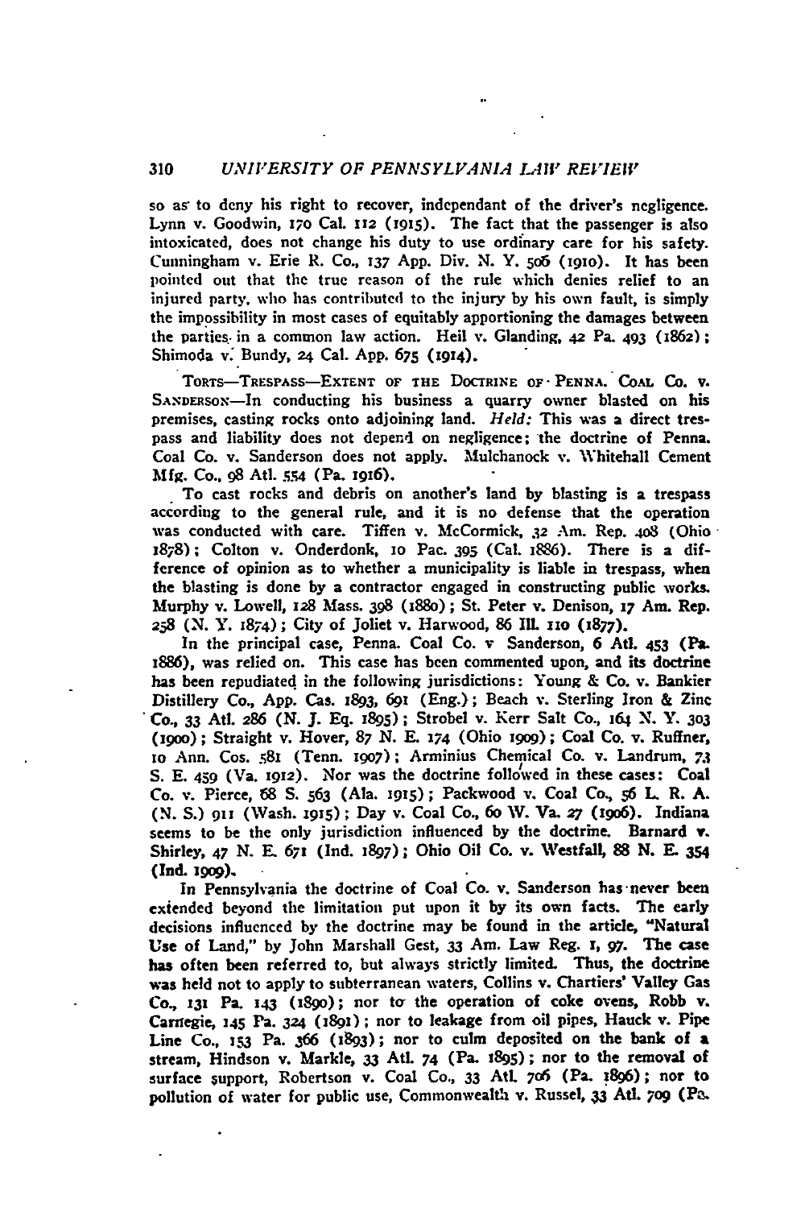so as to deny his right to recover, independant of the driver's negligence. Lynn v. Goodwin, 170 Cal. 112 (1915). The fact that the passenger is also intoxicated, does not change his duty to use ordinary care for his safety. Cunningham v. Erie R. Co., 137 App. Div. N. Y. 506 (1910). It has been pointed out that the true reason of the rule which denies relief to an injured party, who has contributed to the injury by his own fault, is simply the impossibility in most cases of equitably apportioning the damages between the parties in a common law action. Heil v. Glanding, 42 Pa. 493 (1862); Shimoda v. Bundy, 24 Cal. App. 675 (1914).

TORTS—TRESPASS—EXTENT OF THE DOCTRINE OF PENNA. COAL CO. v. SANDERSON—In conducting his business a quarry owner blasted on his premises, casting rocks onto adjoining land. *Held:* This was a direct trespass and liability does not depend on negligence; the doctrine of Penna. Coal Co. v. Sanderson does not apply. Mulchanock v. Whitehall Cement Mfg. Co., 98 Atl. 554 (Pa. 1916).

To cast rocks and debris on another's land by blasting is a trespass according to the general rule, and it is no defense that the operation was conducted with care. Tiffen v. McCormick, 32 Am. Rep. 408 (Ohio 1878); Colton v. Onderdonk, 10 Pac. 395 (Cal. 1886). There is a difference of opinion as to whether a municipality is liable in trespass, when the blasting is done by a contractor engaged in constructing public works. Murphy v. Lowell, 128 Mass. 398 (1880); St. Peter v. Denison, 17 Am. Rep. 258 (N. Y. 1874); City of Joliet v. Harwood, 86 Ill. 110 (1877).

In the principal case, Penna. Coal Co. v Sanderson, 6 Atl. 453 (Pa. 1886), was relied on. This case has been commented upon, and its doctrine has been repudiated in the following jurisdictions: Young & Co. v. Bankier Distillery Co., App. Cas. 1893, 691 (Eng.); Beach v. Sterling Iron & Zinc Co., 33 Atl. 286 (N. J. Eq. 1895); Strobel v. Kerr Salt Co., 164 N. Y. 303 (1900); Straight v. Hover, 87 N. E. 174 (Ohio 1909); Coal Co. v. Ruffner, 10 Ann. Cos. 581 (Tenn. 1907); Arminius Chemical Co. v. Landrum, 73 S. E. 459 (Va. 1912). Nor was the doctrine followed in these cases: Coal Co. v. Pierce, 68 S. 563 (Ala. 1915); Packwood v. Coal Co., 56 L. R. A. (N. S.) 911 (Wash. 1915); Day v. Coal Co., 60 W. Va. 27 (1906). Indiana seems to be the only jurisdiction influenced by the doctrine. Barnard v. Shirley, 47 N. E. 671 (Ind. 1897); Ohio Oil Co. v. Westfall, 88 N. E. 354 (Ind. 1909).

In Pennsylvania the doctrine of Coal Co. v. Sanderson has never been extended beyond the limitation put upon it by its own facts. The early decisions influenced by the doctrine may be found in the article, "Natural Use of Land," by John Marshall Gest, 33 Am. Law Reg. 1, 97. The case has often been referred to, but always strictly limited. Thus, the doctrine was held not to apply to subterranean waters, Collins v. Chartiers' Valley Gas Co., 131 Pa. 143 (1890); nor to the operation of coke ovens, Robb v. Carnegie, 145 Pa. 324 (1891); nor to leakage from oil pipes, Hauck v. Pipe Line Co., 153 Pa. 366 (1893); nor to culm deposited on the bank of a stream, Hindson v. Markle, 33 Atl. 74 (Pa. 1895); nor to the removal of surface support, Robertson v. Coal Co., 33 Atl. 706 (Pa. 1896); nor to pollution of water for public use, Commonwealth v. Russel, 33 Atl. 709 (Pa.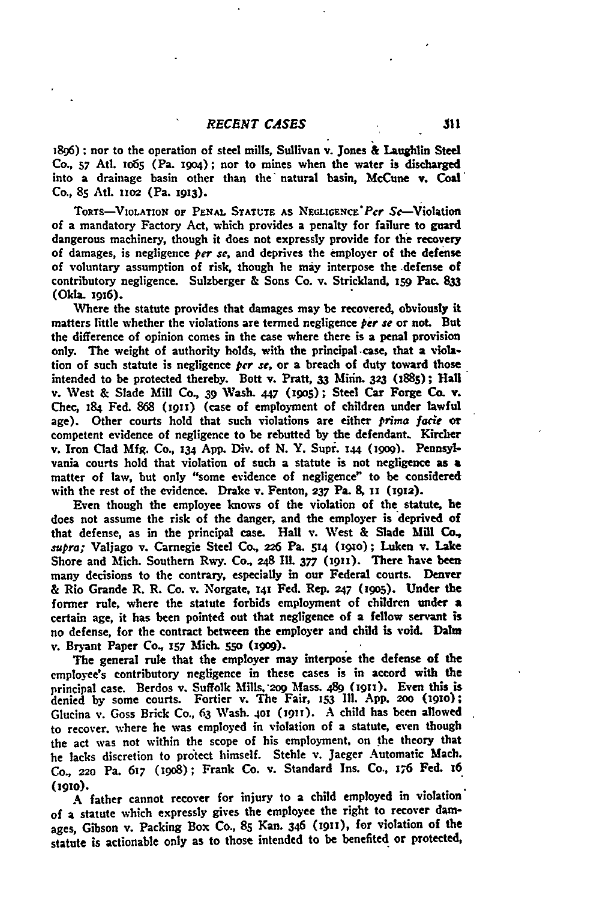1896); nor to the operation of steel mills, Sullivan v. Jones & Laughlin Steel Co., 57 Atl. 1065 (Pa. 1904); nor to mines when the water is discharged into a drainage basin other than the natural basin, McCune v. Coal Co., 85 Atl. 1102 (Pa. 1913).

TORTS—VIOLATION OF PENAL STATUTE AS NEGLIGENCE *Per Se*—Violation of a mandatory Factory Act, which provides a penalty for failure to guard dangerous machinery, though it does not expressly provide for the recovery of damages, is negligence *per se*, and deprives the employer of the defense of voluntary assumption of risk, though he may interpose the defense of contributory negligence. Sulzberger & Sons Co. v. Strickland, 159 Pac. 833 (Okla. 1916).

Where the statute provides that damages may be recovered, obviously it matters little whether the violations are termed negligence *per se* or not. But the difference of opinion comes in the case where there is a penal provision only. The weight of authority holds, with the principal case, that a violation of such statute is negligence *per se*, or a breach of duty toward those intended to be protected thereby. Bott v. Pratt, 33 Minn. 323 (1885); Hall v. West & Slade Mill Co., 39 Wash. 447 (1905); Steel Car Forge Co. v. Chec, 184 Fed. 868 (1911) (case of employment of children under lawful age). Other courts hold that such violations are either *prima facie* or competent evidence of negligence to be rebutted by the defendant. Kircher v. Iron Clad Mfg. Co., 134 App. Div. of N. Y. Supr. 144 (1909). Pennsylvania courts hold that violation of such a statute is not negligence as a matter of law, but only "some evidence of negligence" to be considered with the rest of the evidence. Drake v. Fenton, 237 Pa. 8, 11 (1912).

Even though the employee knows of the violation of the statute, he does not assume the risk of the danger, and the employer is deprived of that defense, as in the principal case. Hall v. West & Slade Mill Co., *supra;* Valjago v. Carnegie Steel Co., 226 Pa. 514 (1910); Luken v. Lake Shore and Mich. Southern Rwy. Co., 248 Ill. 377 (1911). There have been many decisions to the contrary, especially in our Federal courts. Denver & Rio Grande R. R. Co. v. Norgate, 141 Fed. Rep. 247 (1905). Under the former rule, where the statute forbids employment of children under a certain age, it has been pointed out that negligence of a fellow servant is no defense, for the contract between the employer and child is void. Dalm v. Bryant Paper Co., 157 Mich. 550 (1909).

The general rule that the employer may interpose the defense of the employee's contributory negligence in these cases is in accord with the principal case. Berdos v. Suffolk Mills, 209 Mass. 489 (1911). Even this is denied by some courts. Fortier v. The Fair, 153 Ill. App. 200 (1910); Glucina v. Goss Brick Co., 63 Wash. 401 (1911). A child has been allowed to recover, where he was employed in violation of a statute, even though the act was not within the scope of his employment, on the theory that he lacks discretion to protect himself. Stehle v. Jaeger Automatic Mach. Co., 220 Pa. 617 (1908); Frank Co. v. Standard Ins. Co., 176 Fed. 16 (1910).

A father cannot recover for injury to a child employed in violation of a statute which expressly gives the employee the right to recover damages, Gibson v. Packing Box Co., 85 Kan. 346 (1911), for violation of the statute is actionable only as to those intended to be benefited or protected,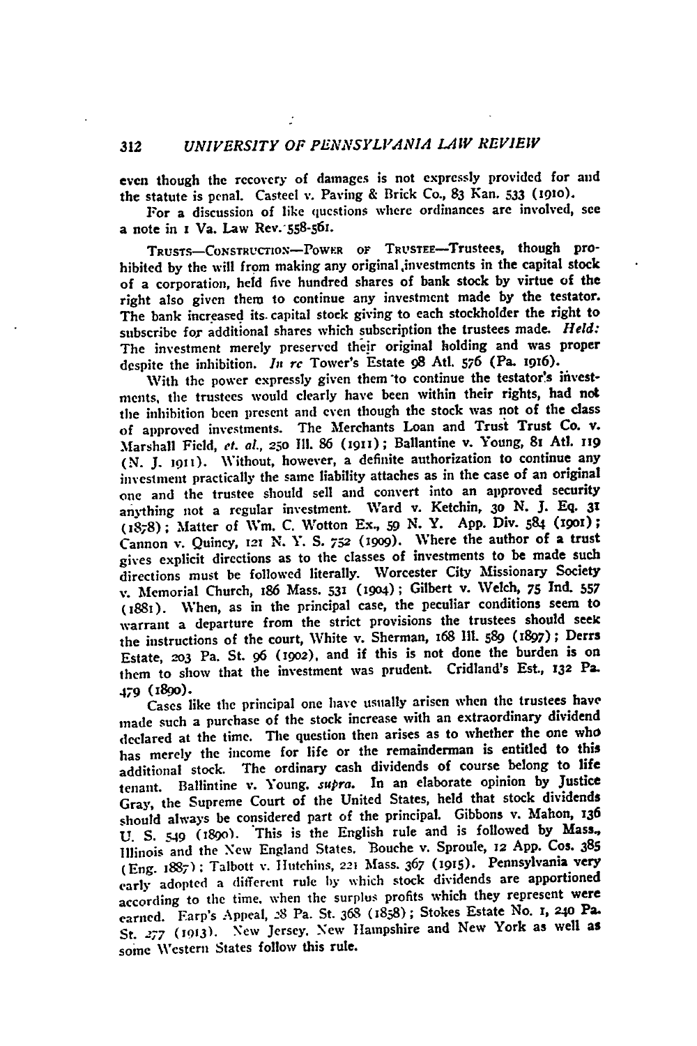even though the recovery of damages is not expressly provided for and the statute is penal. Casteel v. Paving & Brick Co., 83 Kan. 533 (1910).

For a discussion of like questions where ordinances are involved, see a note in 1 Va. Law Rev. 558-561.

TRUSTS—CONSTRUCTION—POWER OF TRUSTEE—Trustees, though prohibited by the will from making any original investments in the capital stock of a corporation, held five hundred shares of bank stock by virtue of the right also given them to continue any investment made by the testator. The bank increased its capital stock giving to each stockholder the right to subscribe for additional shares which subscription the trustees made. *Held:* The investment merely preserved their original holding and was proper despite the inhibition. *In re* Tower's Estate 98 Atl. 576 (Pa. 1916).

With the power expressly given them to continue the testator's investments, the trustees would clearly have been within their rights, had not the inhibition been present and even though the stock was not of the class of approved investments. The Merchants Loan and Trust Trust Co. v. Marshall Field, *et. al.*, 250 Ill. 86 (1911); Ballantine v. Young, 81 Atl. 119 (N. J. 1911). Without, however, a definite authorization to continue any investment practically the same liability attaches as in the case of an original one and the trustee should sell and convert into an approved security anything not a regular investment. Ward v. Ketchin, 30 N. J. Eq. 31 (1878); Matter of Wm. C. Wotton Ex., 59 N. Y. App. Div. 584 (1901); Cannon v. Quincy, 121 N. Y. S. 752 (1909). Where the author of a trust gives explicit directions as to the classes of investments to be made such directions must be followed literally. Worcester City Missionary Society v. Memorial Church, 186 Mass. 531 (1904); Gilbert v. Welch, 75 Ind. 557 (1881). When, as in the principal case, the peculiar conditions seem to warrant a departure from the strict provisions the trustees should seek the instructions of the court, White v. Sherman, 168 Ill. 589 (1897); Derrs Estate, 203 Pa. St. 96 (1902), and if this is not done the burden is on them to show that the investment was prudent. Cridland's Est., 132 Pa. 479 (1890).

Cases like the principal one have usually arisen when the trustees have made such a purchase of the stock increase with an extraordinary dividend declared at the time. The question then arises as to whether the one who has merely the income for life or the remainderman is entitled to this additional stock. The ordinary cash dividends of course belong to life tenant. Ballintine v. Young, *supra.* In an elaborate opinion by Justice Gray, the Supreme Court of the United States, held that stock dividends should always be considered part of the principal. Gibbons v. Mahon, 136 U. S. 549 (1890). This is the English rule and is followed by Mass., Illinois and the New England States. Bouche v. Sproule, 12 App. Cos. 385 (Eng. 1887); Talbott v. Hutchins, 221 Mass. 367 (1915). Pennsylvania very early adopted a different rule by which stock dividends are apportioned according to the time, when the surplus profits which they represent were earned. Earp's Appeal, 28 Pa. St. 368 (1858); Stokes Estate No. 1, 240 Pa. St. 277 (1913). New Jersey, New Hampshire and New York as well as some Western States follow this rule.